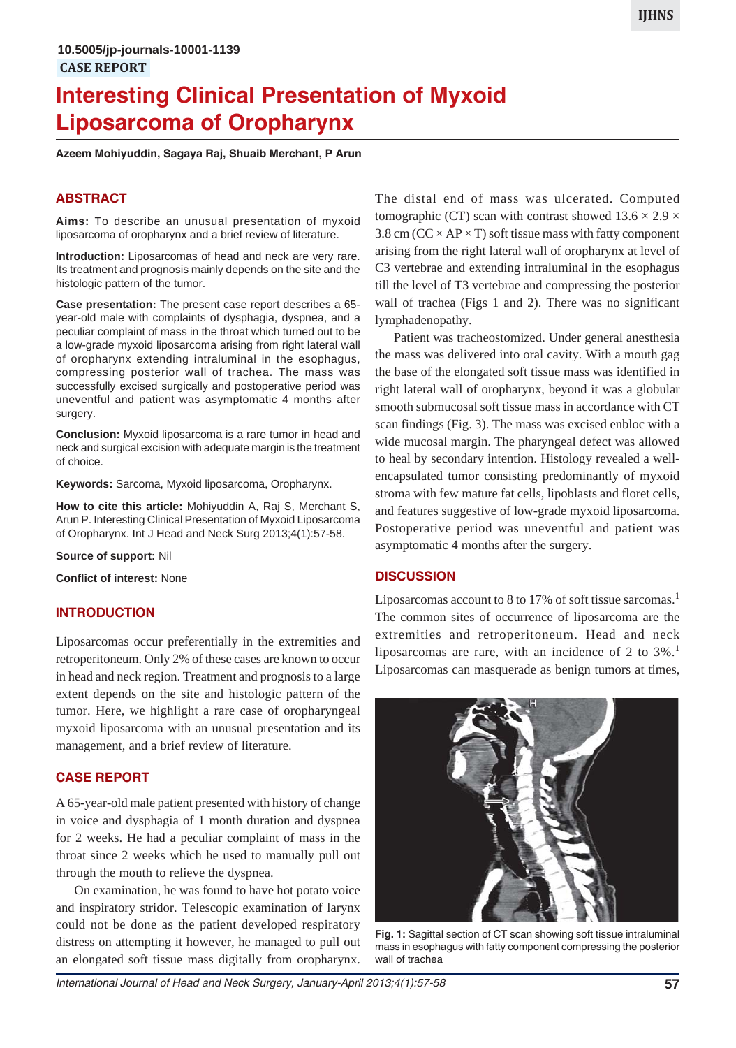10.5005/jp-journals-10001-1139

CASE REPORT

# Interesting Clinical Presentation of Myxoid Liposarcoma of Oropharynx

**Azeem Mohiyuddin, Sagaya Raj, Shuaib Merchant, P Arun**

## ABSTRACT

**Aims:** To describe an unusual presentation of myxoid liposarcoma of oropharynx and a brief review of literature.

**Introduction:** Liposarcomas of head and neck are very rare. Its treatment and prognosis mainly depends on the site and the histologic pattern of the tumor.

**Case presentation:** The present case report describes a 65-year-old male with complaints of dysphagia, dyspnea, and a peculiar complaint of mass in the throat which turned out to be a low-grade myxoid liposarcoma arising from right lateral wall of oropharynx extending intraluminal in the esophagus, compressing posterior wall of trachea. The mass was successfully excised surgically and postoperative period was uneventful and patient was asymptomatic 4 months after surgery.

**Conclusion:** Myxoid liposarcoma is a rare tumor in head and neck and surgical excision with adequate margin is the treatment of choice.

**Keywords:** Sarcoma, Myxoid liposarcoma, Oropharynx.

**How to cite this article:** Mohiyuddin A, Raj S, Merchant S, Arun P. Interesting Clinical Presentation of Myxoid Liposarcoma of Oropharynx. Int J Head and Neck Surg 2013;4(1):57-58.

**Source of support:** Nil

**Conflict of interest:** None

## INTRODUCTION

Liposarcomas occur preferentially in the extremities and retroperitoneum. Only 2% of these cases are known to occur in head and neck region. Treatment and prognosis to a large extent depends on the site and histologic pattern of the tumor. Here, we highlight a rare case of oropharyngeal myxoid liposarcoma with an unusual presentation and its management, and a brief review of literature.

## CASE REPORT

A 65-year-old male patient presented with history of change in voice and dysphagia of 1 month duration and dyspnea for 2 weeks. He had a peculiar complaint of mass in the throat since 2 weeks which he used to manually pull out through the mouth to relieve the dyspnea.

On examination, he was found to have hot potato voice and inspiratory stridor. Telescopic examination of larynx could not be done as the patient developed respiratory distress on attempting it however, he managed to pull out an elongated soft tissue mass digitally from oropharynx. The distal end of mass was ulcerated. Computed tomographic (CT) scan with contrast showed 13.6 × 2.9 × 3.8 cm (CC × AP × T) soft tissue mass with fatty component arising from the right lateral wall of oropharynx at level of C3 vertebrae and extending intraluminal in the esophagus till the level of T3 vertebrae and compressing the posterior wall of trachea (Figs 1 and 2). There was no significant lymphadenopathy.

Patient was tracheostomized. Under general anesthesia the mass was delivered into oral cavity. With a mouth gag the base of the elongated soft tissue mass was identified in right lateral wall of oropharynx, beyond it was a globular smooth submucosal soft tissue mass in accordance with CT scan findings (Fig. 3). The mass was excised enbloc with a wide mucosal margin. The pharyngeal defect was allowed to heal by secondary intention. Histology revealed a well-encapsulated tumor consisting predominantly of myxoid stroma with few mature fat cells, lipoblasts and floret cells, and features suggestive of low-grade myxoid liposarcoma. Postoperative period was uneventful and patient was asymptomatic 4 months after the surgery.

## DISCUSSION

Liposarcomas account to 8 to 17% of soft tissue sarcomas.[1] The common sites of occurrence of liposarcoma are the extremities and retroperitoneum. Head and neck liposarcomas are rare, with an incidence of 2 to 3%.[1] Liposarcomas can masquerade as benign tumors at times,

**Fig. 1:** Sagittal section of CT scan showing soft tissue intraluminal mass in esophagus with fatty component compressing the posterior wall of trachea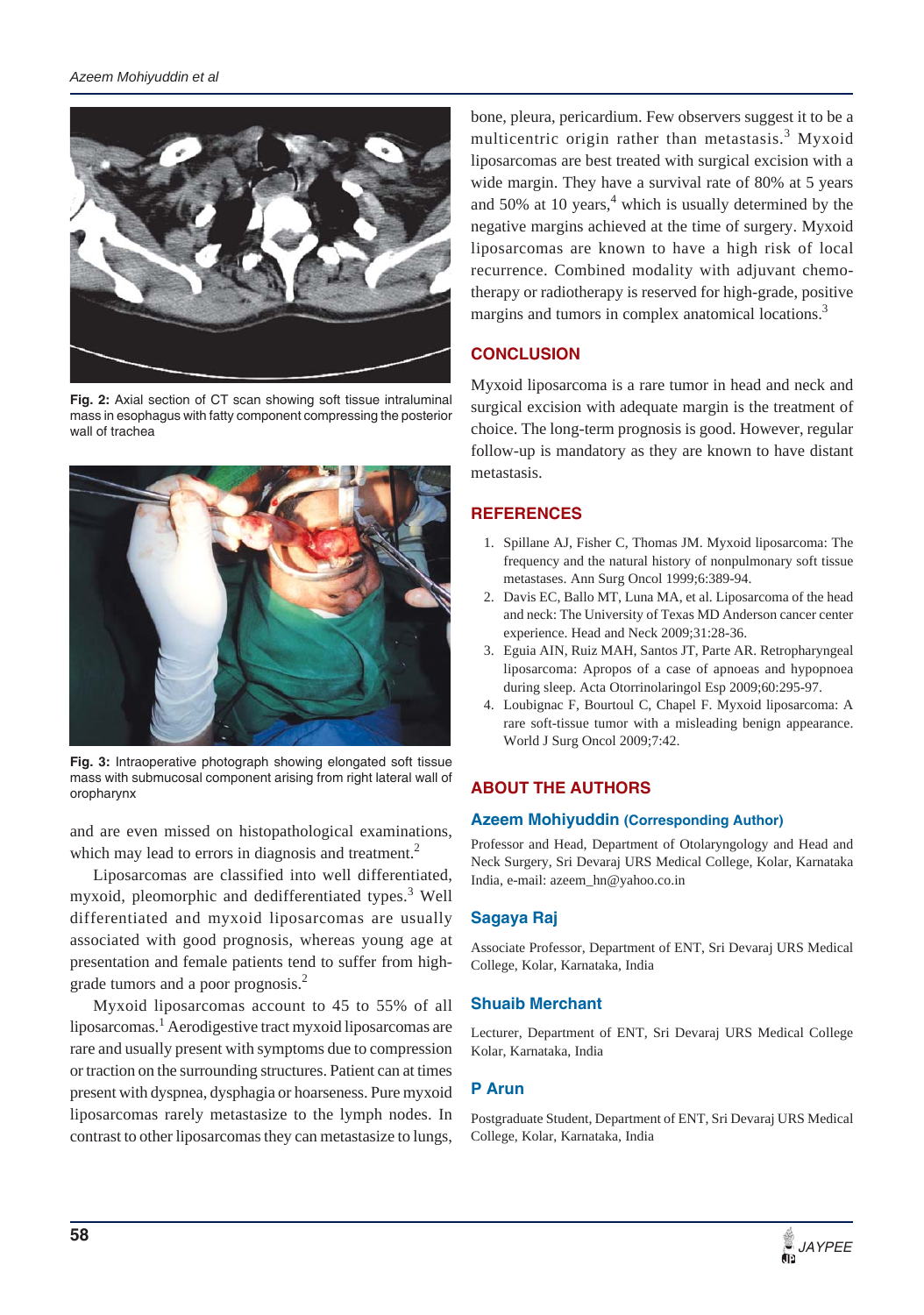Fig. 2: Axial section of CT scan showing soft tissue intraluminal mass in esophagus with fatty component compressing the posterior wall of trachea

Fig. 3: Intraoperative photograph showing elongated soft tissue mass with submucosal component arising from right lateral wall of oropharynx

and are even missed on histopathological examinations, which may lead to errors in diagnosis and treatment.[2]

Liposarcomas are classified into well differentiated, myxoid, pleomorphic and dedifferentiated types.[3] Well differentiated and myxoid liposarcomas are usually associated with good prognosis, whereas young age at presentation and female patients tend to suffer from high-grade tumors and a poor prognosis.[2]

Myxoid liposarcomas account to 45 to 55% of all liposarcomas.[1] Aerodigestive tract myxoid liposarcomas are rare and usually present with symptoms due to compression or traction on the surrounding structures. Patient can at times present with dyspnea, dysphagia or hoarseness. Pure myxoid liposarcomas rarely metastasize to the lymph nodes. In contrast to other liposarcomas they can metastasize to lungs, bone, pleura, pericardium. Few observers suggest it to be a multicentric origin rather than metastasis.[3] Myxoid liposarcomas are best treated with surgical excision with a wide margin. They have a survival rate of 80% at 5 years and 50% at 10 years,[4] which is usually determined by the negative margins achieved at the time of surgery. Myxoid liposarcomas are known to have a high risk of local recurrence. Combined modality with adjuvant chemotherapy or radiotherapy is reserved for high-grade, positive margins and tumors in complex anatomical locations.[3]

## CONCLUSION

Myxoid liposarcoma is a rare tumor in head and neck and surgical excision with adequate margin is the treatment of choice. The long-term prognosis is good. However, regular follow-up is mandatory as they are known to have distant metastasis.

## REFERENCES

1. Spillane AJ, Fisher C, Thomas JM. Myxoid liposarcoma: The frequency and the natural history of nonpulmonary soft tissue metastases. Ann Surg Oncol 1999;6:389-94.
2. Davis EC, Ballo MT, Luna MA, et al. Liposarcoma of the head and neck: The University of Texas MD Anderson cancer center experience. Head and Neck 2009;31:28-36.
3. Eguia AIN, Ruiz MAH, Santos JT, Parte AR. Retropharyngeal liposarcoma: Apropos of a case of apnoeas and hypopnoea during sleep. Acta Otorrinolaringol Esp 2009;60:295-97.
4. Loubignac F, Bourtoul C, Chapel F. Myxoid liposarcoma: A rare soft-tissue tumor with a misleading benign appearance. World J Surg Oncol 2009;7:42.

## ABOUT THE AUTHORS

### Azeem Mohiyuddin (Corresponding Author)

Professor and Head, Department of Otolaryngology and Head and Neck Surgery, Sri Devaraj URS Medical College, Kolar, Karnataka India, e-mail: azeem_hn@yahoo.co.in

### Sagaya Raj

Associate Professor, Department of ENT, Sri Devaraj URS Medical College, Kolar, Karnataka, India

### Shuaib Merchant

Lecturer, Department of ENT, Sri Devaraj URS Medical College Kolar, Karnataka, India

### P Arun

Postgraduate Student, Department of ENT, Sri Devaraj URS Medical College, Kolar, Karnataka, India